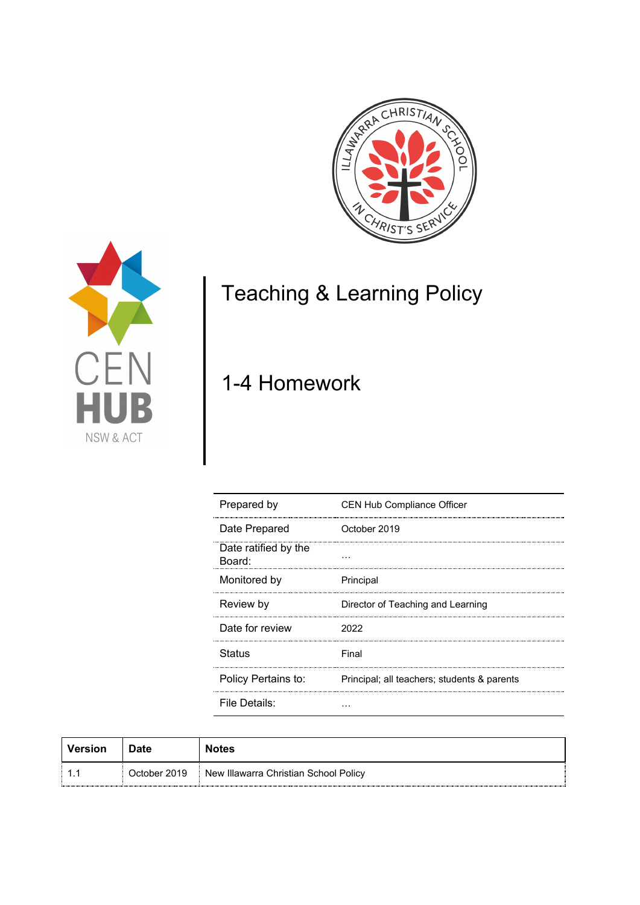# Teaching & Learning Policy

## 1-4 Homework

| | |
|---|---|
| Prepared by | CEN Hub Compliance Officer |
| Date Prepared | October 2019 |
| Date ratified by the Board: | … |
| Monitored by | Principal |
| Review by | Director of Teaching and Learning |
| Date for review | 2022 |
| Status | Final |
| Policy Pertains to: | Principal; all teachers; students & parents |
| File Details: | … |

| Version | Date | Notes |
|---|---|---|
| 1.1 | October 2019 | New Illawarra Christian School Policy |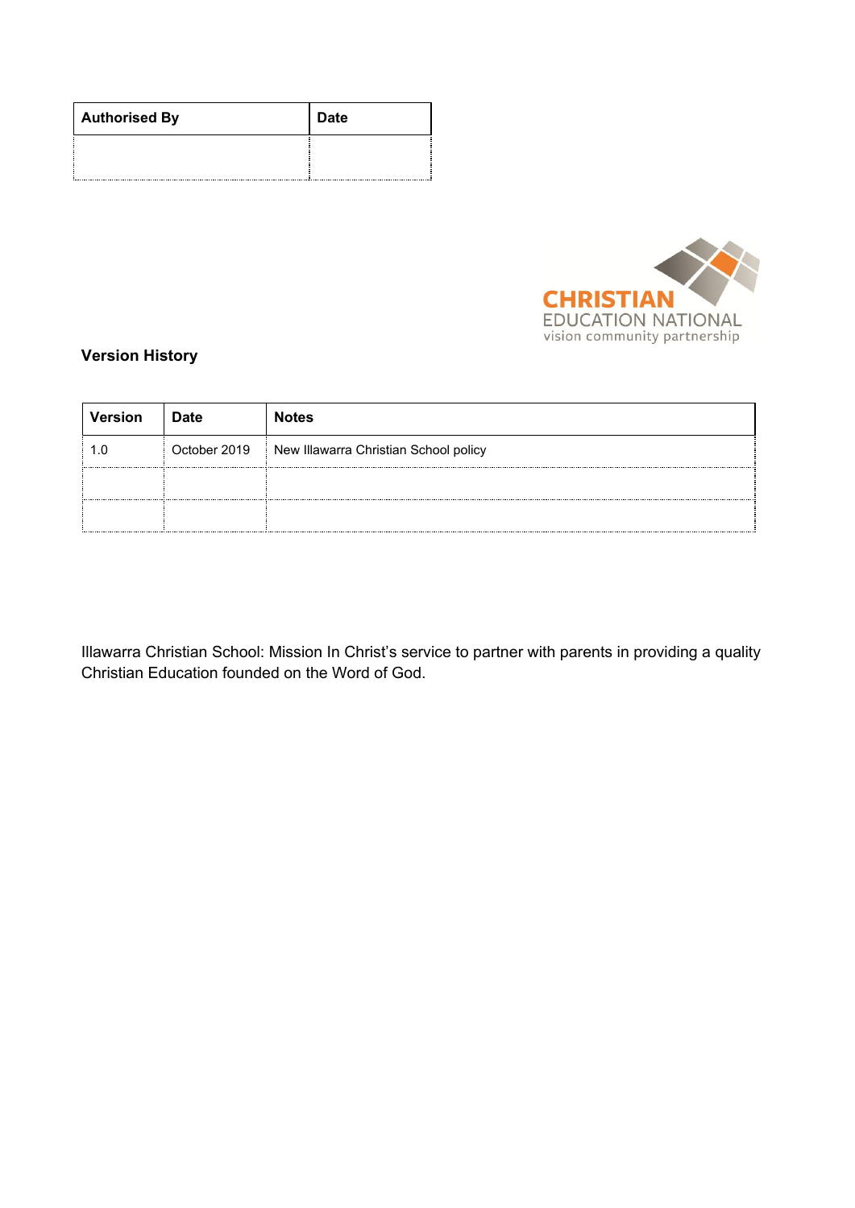| Authorised By | Date |
| --- | --- |
| | |

CHRISTIAN
EDUCATION NATIONAL
vision community partnership

**Version History**

| Version | Date | Notes |
| --- | --- | --- |
| 1.0 | October 2019 | New Illawarra Christian School policy |
| | | |
| | | |

Illawarra Christian School: Mission In Christ's service to partner with parents in providing a quality Christian Education founded on the Word of God.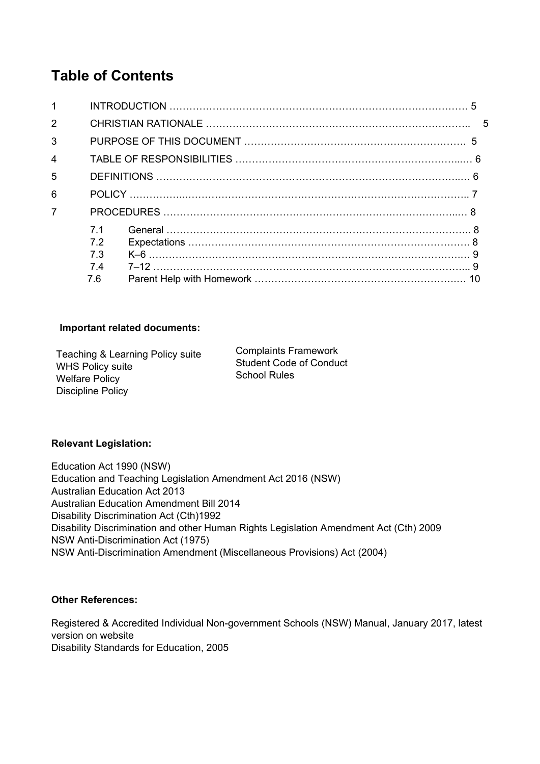# Table of Contents

| | | |
|---|---|---|
| 1 | INTRODUCTION | 5 |
| 2 | CHRISTIAN RATIONALE | 5 |
| 3 | PURPOSE OF THIS DOCUMENT | 5 |
| 4 | TABLE OF RESPONSIBILITIES | 6 |
| 5 | DEFINITIONS | 6 |
| 6 | POLICY | 7 |
| 7 | PROCEDURES | 8 |
| 7.1 | General | 8 |
| 7.2 | Expectations | 8 |
| 7.3 | K–6 | 9 |
| 7.4 | 7–12 | 9 |
| 7.6 | Parent Help with Homework | 10 |

**Important related documents:**

Teaching & Learning Policy suite
WHS Policy suite
Welfare Policy
Discipline Policy
Complaints Framework
Student Code of Conduct
School Rules

**Relevant Legislation:**

Education Act 1990 (NSW)
Education and Teaching Legislation Amendment Act 2016 (NSW)
Australian Education Act 2013
Australian Education Amendment Bill 2014
Disability Discrimination Act (Cth)1992
Disability Discrimination and other Human Rights Legislation Amendment Act (Cth) 2009
NSW Anti-Discrimination Act (1975)
NSW Anti-Discrimination Amendment (Miscellaneous Provisions) Act (2004)

**Other References:**

Registered & Accredited Individual Non-government Schools (NSW) Manual, January 2017, latest version on website
Disability Standards for Education, 2005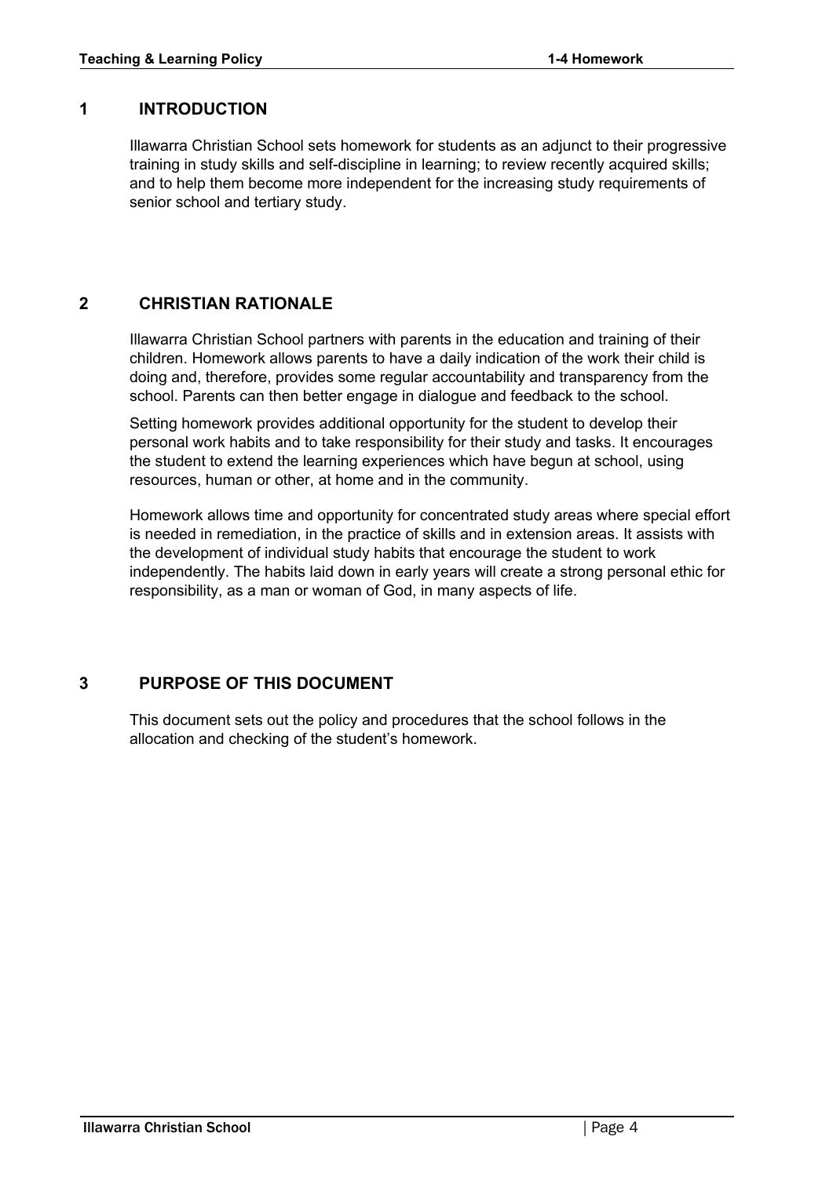## 1 INTRODUCTION

Illawarra Christian School sets homework for students as an adjunct to their progressive training in study skills and self-discipline in learning; to review recently acquired skills; and to help them become more independent for the increasing study requirements of senior school and tertiary study.

## 2 CHRISTIAN RATIONALE

Illawarra Christian School partners with parents in the education and training of their children. Homework allows parents to have a daily indication of the work their child is doing and, therefore, provides some regular accountability and transparency from the school. Parents can then better engage in dialogue and feedback to the school.

Setting homework provides additional opportunity for the student to develop their personal work habits and to take responsibility for their study and tasks. It encourages the student to extend the learning experiences which have begun at school, using resources, human or other, at home and in the community.

Homework allows time and opportunity for concentrated study areas where special effort is needed in remediation, in the practice of skills and in extension areas. It assists with the development of individual study habits that encourage the student to work independently. The habits laid down in early years will create a strong personal ethic for responsibility, as a man or woman of God, in many aspects of life.

## 3 PURPOSE OF THIS DOCUMENT

This document sets out the policy and procedures that the school follows in the allocation and checking of the student's homework.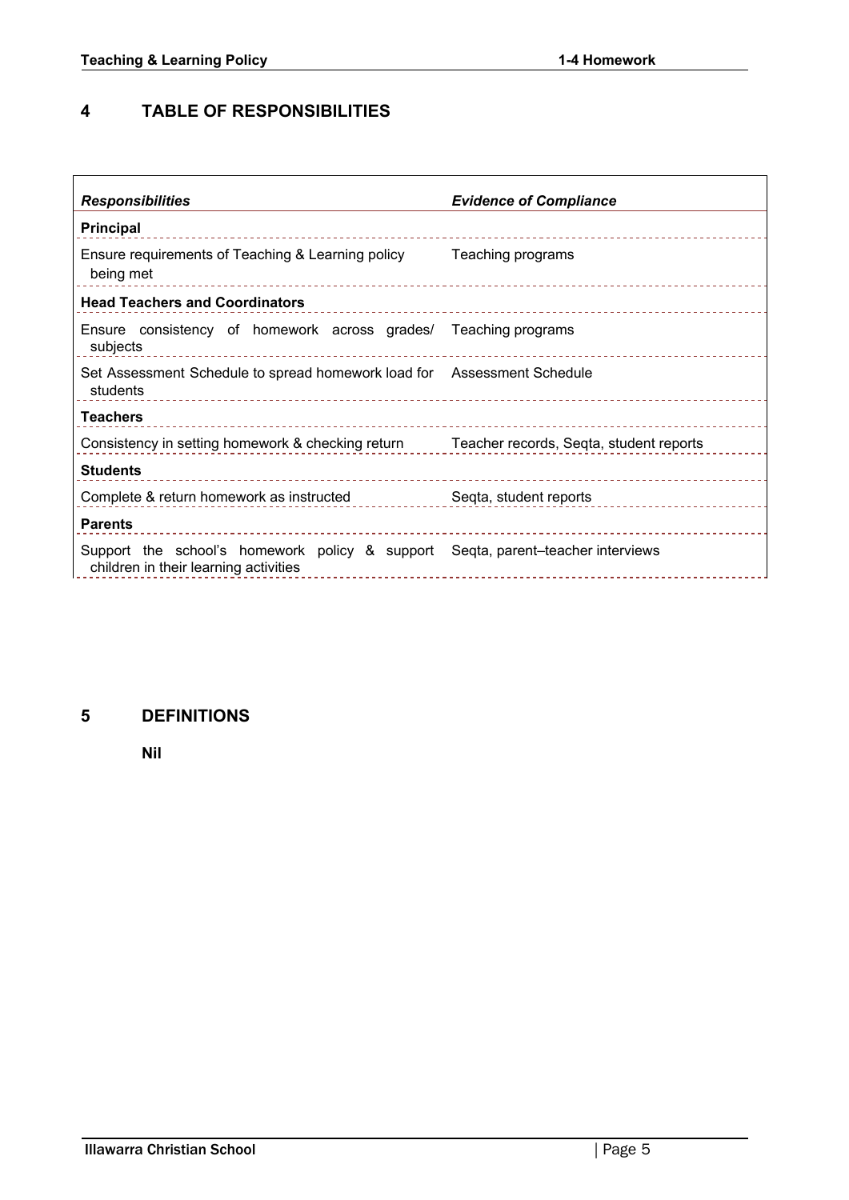## 4 TABLE OF RESPONSIBILITIES

| *Responsibilities* | *Evidence of Compliance* |
|---|---|
| **Principal** | |
| Ensure requirements of Teaching & Learning policy being met | Teaching programs |
| **Head Teachers and Coordinators** | |
| Ensure consistency of homework across grades/ subjects | Teaching programs |
| Set Assessment Schedule to spread homework load for students | Assessment Schedule |
| **Teachers** | |
| Consistency in setting homework & checking return | Teacher records, Seqta, student reports |
| **Students** | |
| Complete & return homework as instructed | Seqta, student reports |
| **Parents** | |
| Support the school's homework policy & support children in their learning activities | Seqta, parent–teacher interviews |

## 5 DEFINITIONS

**Nil**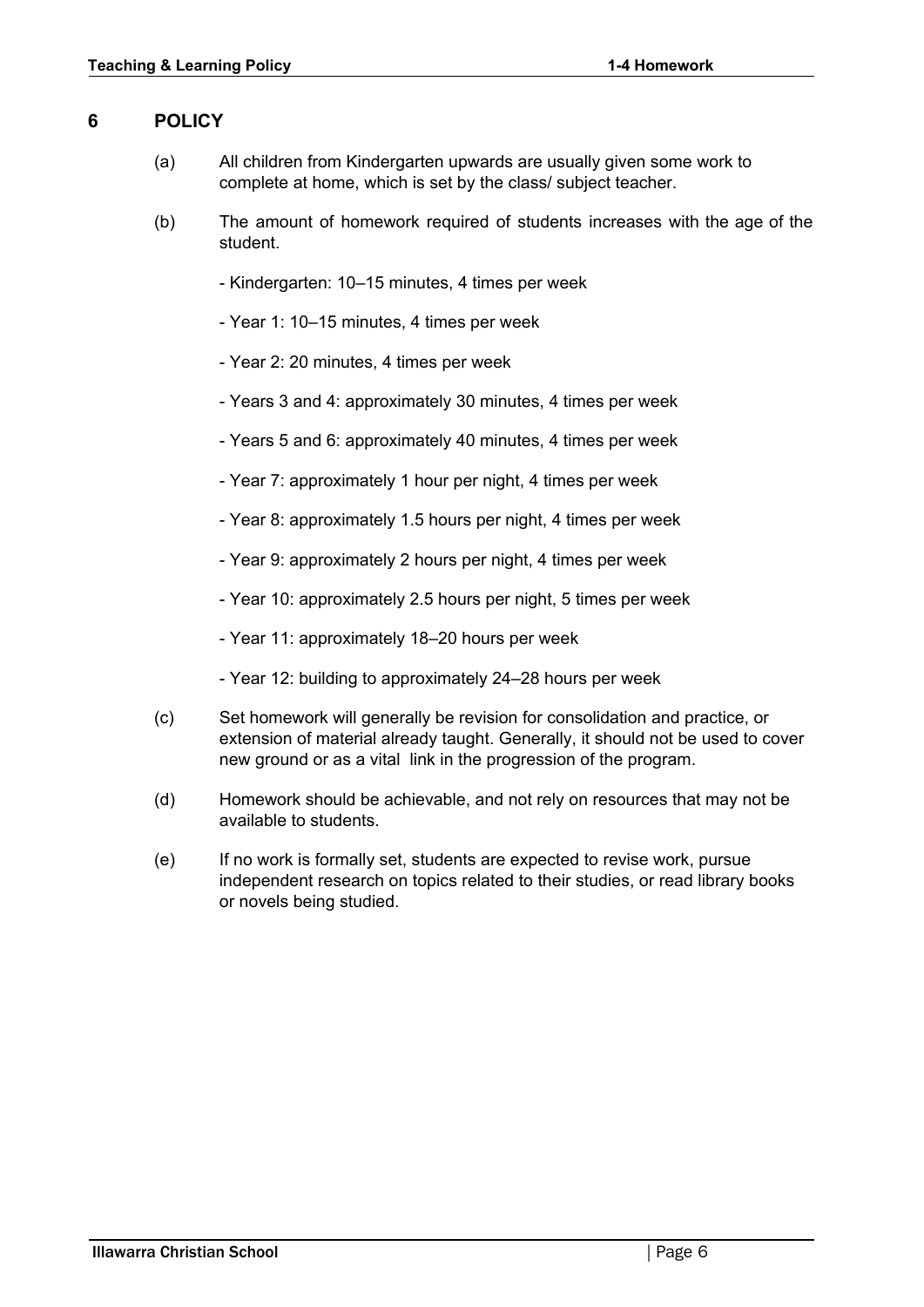## 6 POLICY

(a) All children from Kindergarten upwards are usually given some work to complete at home, which is set by the class/ subject teacher.

(b) The amount of homework required of students increases with the age of the student.

- Kindergarten: 10–15 minutes, 4 times per week
- Year 1: 10–15 minutes, 4 times per week
- Year 2: 20 minutes, 4 times per week
- Years 3 and 4: approximately 30 minutes, 4 times per week
- Years 5 and 6: approximately 40 minutes, 4 times per week
- Year 7: approximately 1 hour per night, 4 times per week
- Year 8: approximately 1.5 hours per night, 4 times per week
- Year 9: approximately 2 hours per night, 4 times per week
- Year 10: approximately 2.5 hours per night, 5 times per week
- Year 11: approximately 18–20 hours per week
- Year 12: building to approximately 24–28 hours per week

(c) Set homework will generally be revision for consolidation and practice, or extension of material already taught. Generally, it should not be used to cover new ground or as a vital link in the progression of the program.

(d) Homework should be achievable, and not rely on resources that may not be available to students.

(e) If no work is formally set, students are expected to revise work, pursue independent research on topics related to their studies, or read library books or novels being studied.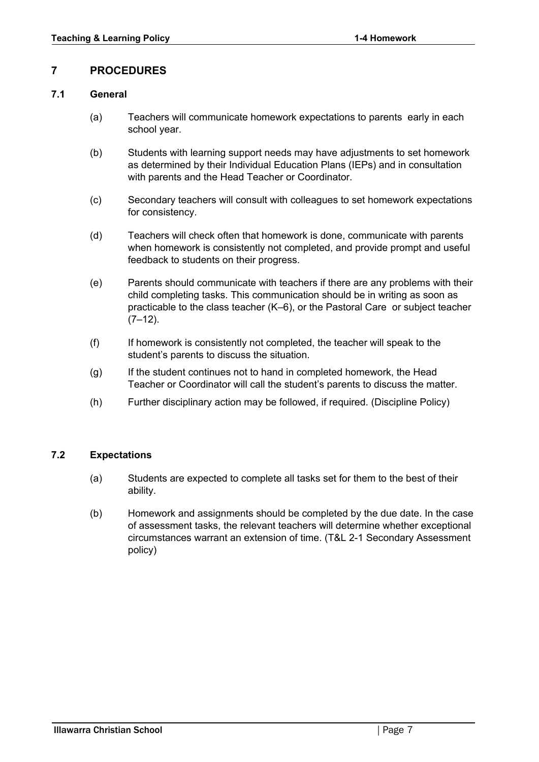# 7 PROCEDURES

## 7.1 General

(a) Teachers will communicate homework expectations to parents early in each school year.

(b) Students with learning support needs may have adjustments to set homework as determined by their Individual Education Plans (IEPs) and in consultation with parents and the Head Teacher or Coordinator.

(c) Secondary teachers will consult with colleagues to set homework expectations for consistency.

(d) Teachers will check often that homework is done, communicate with parents when homework is consistently not completed, and provide prompt and useful feedback to students on their progress.

(e) Parents should communicate with teachers if there are any problems with their child completing tasks. This communication should be in writing as soon as practicable to the class teacher (K–6), or the Pastoral Care or subject teacher (7–12).

(f) If homework is consistently not completed, the teacher will speak to the student's parents to discuss the situation.

(g) If the student continues not to hand in completed homework, the Head Teacher or Coordinator will call the student's parents to discuss the matter.

(h) Further disciplinary action may be followed, if required. (Discipline Policy)

## 7.2 Expectations

(a) Students are expected to complete all tasks set for them to the best of their ability.

(b) Homework and assignments should be completed by the due date. In the case of assessment tasks, the relevant teachers will determine whether exceptional circumstances warrant an extension of time. (T&L 2-1 Secondary Assessment policy)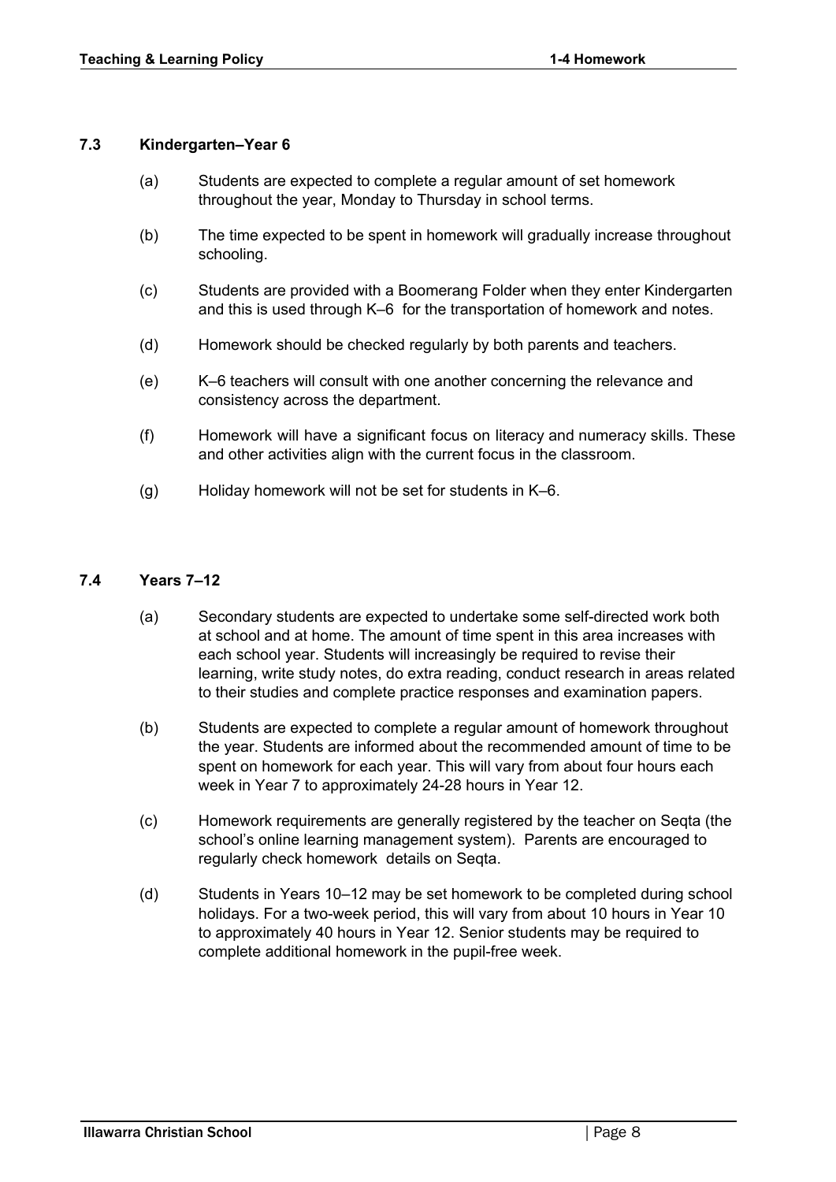### 7.3 Kindergarten–Year 6

(a) Students are expected to complete a regular amount of set homework throughout the year, Monday to Thursday in school terms.

(b) The time expected to be spent in homework will gradually increase throughout schooling.

(c) Students are provided with a Boomerang Folder when they enter Kindergarten and this is used through K–6 for the transportation of homework and notes.

(d) Homework should be checked regularly by both parents and teachers.

(e) K–6 teachers will consult with one another concerning the relevance and consistency across the department.

(f) Homework will have a significant focus on literacy and numeracy skills. These and other activities align with the current focus in the classroom.

(g) Holiday homework will not be set for students in K–6.

### 7.4 Years 7–12

(a) Secondary students are expected to undertake some self-directed work both at school and at home. The amount of time spent in this area increases with each school year. Students will increasingly be required to revise their learning, write study notes, do extra reading, conduct research in areas related to their studies and complete practice responses and examination papers.

(b) Students are expected to complete a regular amount of homework throughout the year. Students are informed about the recommended amount of time to be spent on homework for each year. This will vary from about four hours each week in Year 7 to approximately 24-28 hours in Year 12.

(c) Homework requirements are generally registered by the teacher on Seqta (the school's online learning management system). Parents are encouraged to regularly check homework details on Seqta.

(d) Students in Years 10–12 may be set homework to be completed during school holidays. For a two-week period, this will vary from about 10 hours in Year 10 to approximately 40 hours in Year 12. Senior students may be required to complete additional homework in the pupil-free week.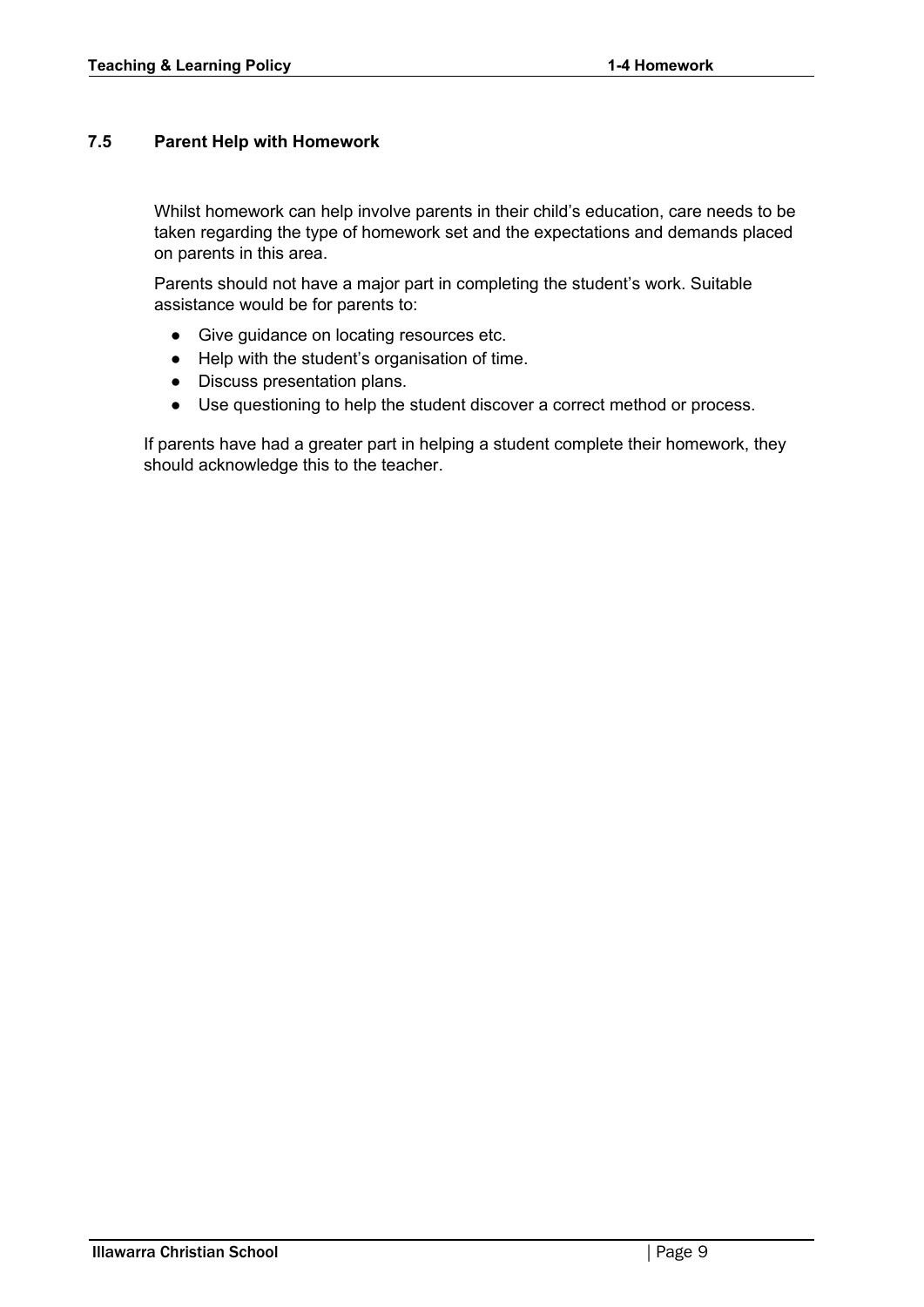### 7.5 Parent Help with Homework

Whilst homework can help involve parents in their child's education, care needs to be taken regarding the type of homework set and the expectations and demands placed on parents in this area.

Parents should not have a major part in completing the student's work. Suitable assistance would be for parents to:

- Give guidance on locating resources etc.
- Help with the student's organisation of time.
- Discuss presentation plans.
- Use questioning to help the student discover a correct method or process.

If parents have had a greater part in helping a student complete their homework, they should acknowledge this to the teacher.